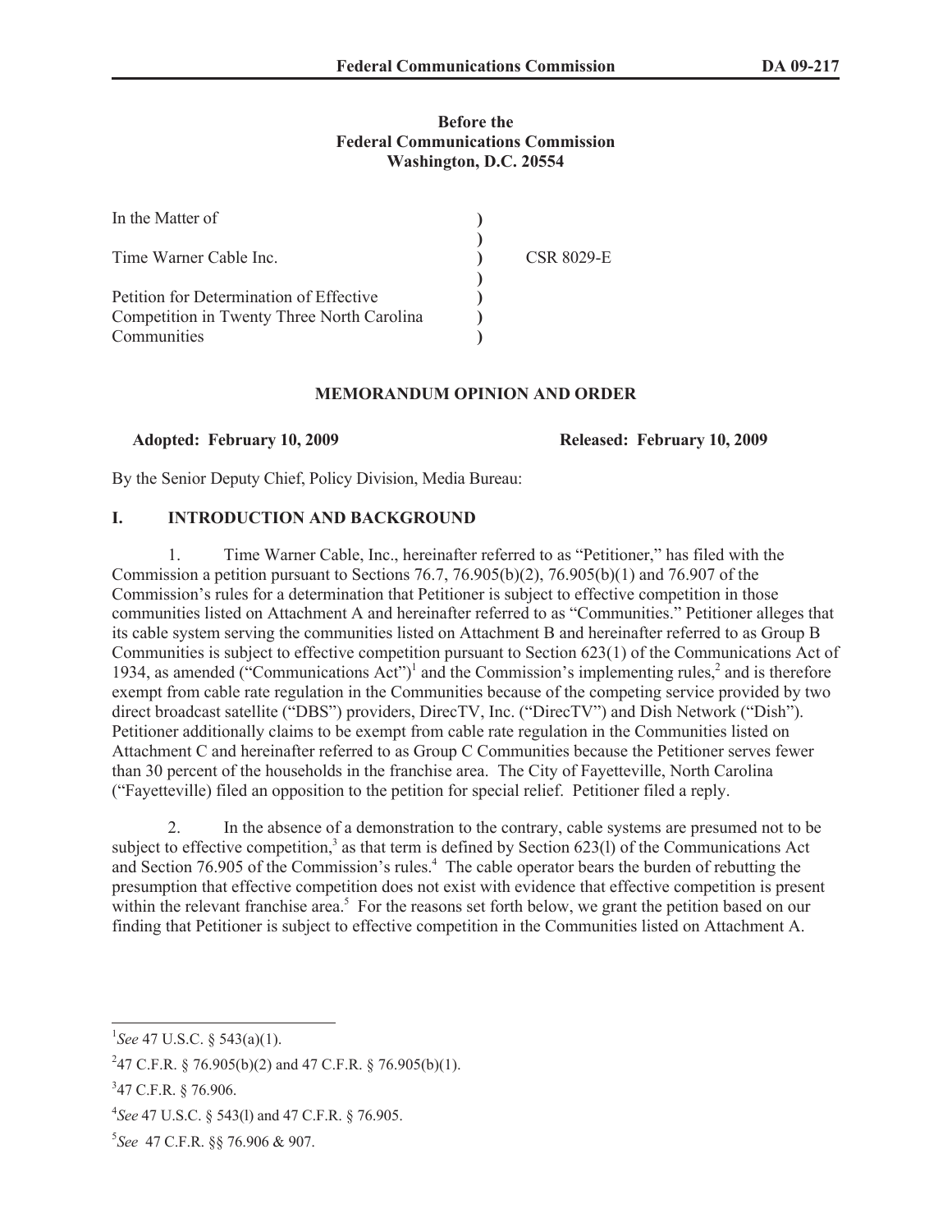**Before the**
**Federal Communications Commission**
**Washington, D.C. 20554**

| | | |
|---|---|---|
| In the Matter of | ) | |
| | ) | |
| Time Warner Cable Inc. | ) | CSR 8029-E |
| | ) | |
| Petition for Determination of Effective | ) | |
| Competition in Twenty Three North Carolina | ) | |
| Communities | ) | |

**MEMORANDUM OPINION AND ORDER**

**Adopted: February 10, 2009** **Released: February 10, 2009**

By the Senior Deputy Chief, Policy Division, Media Bureau:

## I. INTRODUCTION AND BACKGROUND

1. Time Warner Cable, Inc., hereinafter referred to as "Petitioner," has filed with the Commission a petition pursuant to Sections 76.7, 76.905(b)(2), 76.905(b)(1) and 76.907 of the Commission's rules for a determination that Petitioner is subject to effective competition in those communities listed on Attachment A and hereinafter referred to as "Communities." Petitioner alleges that its cable system serving the communities listed on Attachment B and hereinafter referred to as Group B Communities is subject to effective competition pursuant to Section 623(1) of the Communications Act of 1934, as amended ("Communications Act")[1] and the Commission's implementing rules,[2] and is therefore exempt from cable rate regulation in the Communities because of the competing service provided by two direct broadcast satellite ("DBS") providers, DirecTV, Inc. ("DirecTV") and Dish Network ("Dish"). Petitioner additionally claims to be exempt from cable rate regulation in the Communities listed on Attachment C and hereinafter referred to as Group C Communities because the Petitioner serves fewer than 30 percent of the households in the franchise area. The City of Fayetteville, North Carolina ("Fayetteville) filed an opposition to the petition for special relief. Petitioner filed a reply.

2. In the absence of a demonstration to the contrary, cable systems are presumed not to be subject to effective competition,[3] as that term is defined by Section 623(l) of the Communications Act and Section 76.905 of the Commission's rules.[4] The cable operator bears the burden of rebutting the presumption that effective competition does not exist with evidence that effective competition is present within the relevant franchise area.[5] For the reasons set forth below, we grant the petition based on our finding that Petitioner is subject to effective competition in the Communities listed on Attachment A.

---

[1] *See* 47 U.S.C. § 543(a)(1).

[2] 47 C.F.R. § 76.905(b)(2) and 47 C.F.R. § 76.905(b)(1).

[3] 47 C.F.R. § 76.906.

[4] *See* 47 U.S.C. § 543(l) and 47 C.F.R. § 76.905.

[5] *See* 47 C.F.R. §§ 76.906 & 907.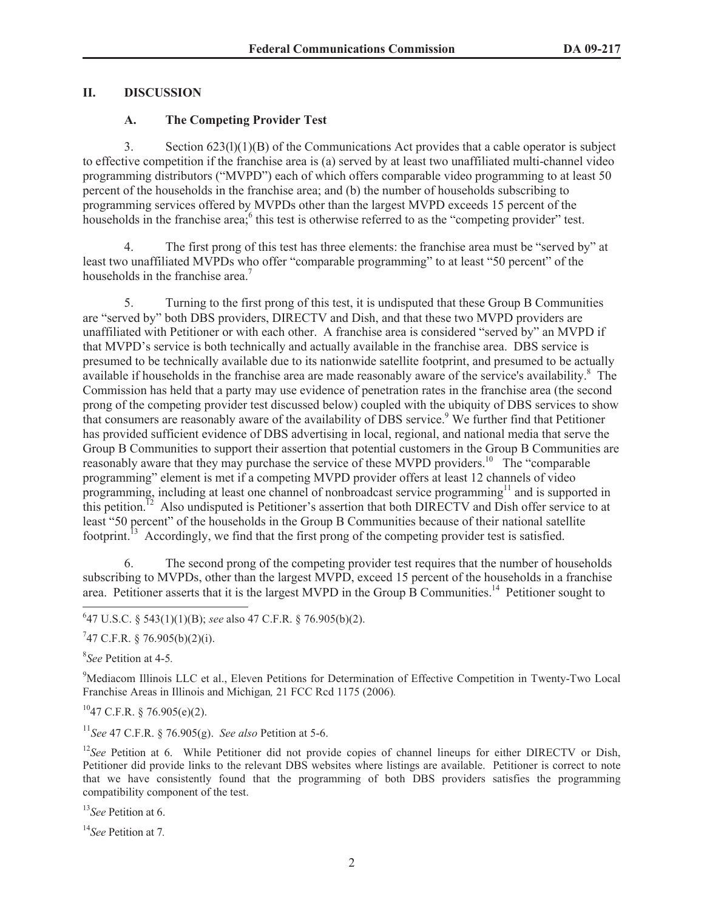## II. DISCUSSION

### A. The Competing Provider Test

3. Section 623(l)(1)(B) of the Communications Act provides that a cable operator is subject to effective competition if the franchise area is (a) served by at least two unaffiliated multi-channel video programming distributors ("MVPD") each of which offers comparable video programming to at least 50 percent of the households in the franchise area; and (b) the number of households subscribing to programming services offered by MVPDs other than the largest MVPD exceeds 15 percent of the households in the franchise area;[6] this test is otherwise referred to as the "competing provider" test.

4. The first prong of this test has three elements: the franchise area must be "served by" at least two unaffiliated MVPDs who offer "comparable programming" to at least "50 percent" of the households in the franchise area.[7]

5. Turning to the first prong of this test, it is undisputed that these Group B Communities are "served by" both DBS providers, DIRECTV and Dish, and that these two MVPD providers are unaffiliated with Petitioner or with each other. A franchise area is considered "served by" an MVPD if that MVPD's service is both technically and actually available in the franchise area. DBS service is presumed to be technically available due to its nationwide satellite footprint, and presumed to be actually available if households in the franchise area are made reasonably aware of the service's availability.[8] The Commission has held that a party may use evidence of penetration rates in the franchise area (the second prong of the competing provider test discussed below) coupled with the ubiquity of DBS services to show that consumers are reasonably aware of the availability of DBS service.[9] We further find that Petitioner has provided sufficient evidence of DBS advertising in local, regional, and national media that serve the Group B Communities to support their assertion that potential customers in the Group B Communities are reasonably aware that they may purchase the service of these MVPD providers.[10] The "comparable programming" element is met if a competing MVPD provider offers at least 12 channels of video programming, including at least one channel of nonbroadcast service programming[11] and is supported in this petition.[12] Also undisputed is Petitioner's assertion that both DIRECTV and Dish offer service to at least "50 percent" of the households in the Group B Communities because of their national satellite footprint.[13] Accordingly, we find that the first prong of the competing provider test is satisfied.

6. The second prong of the competing provider test requires that the number of households subscribing to MVPDs, other than the largest MVPD, exceed 15 percent of the households in a franchise area. Petitioner asserts that it is the largest MVPD in the Group B Communities.[14] Petitioner sought to

---

[6] 47 U.S.C. § 543(1)(1)(B); *see* also 47 C.F.R. § 76.905(b)(2).

[7] 47 C.F.R. § 76.905(b)(2)(i).

[8] *See* Petition at 4-5.

[9] Mediacom Illinois LLC et al., Eleven Petitions for Determination of Effective Competition in Twenty-Two Local Franchise Areas in Illinois and Michigan*,* 21 FCC Rcd 1175 (2006).

[10] 47 C.F.R. § 76.905(e)(2).

[11] *See* 47 C.F.R. § 76.905(g). *See also* Petition at 5-6.

[12] *See* Petition at 6. While Petitioner did not provide copies of channel lineups for either DIRECTV or Dish, Petitioner did provide links to the relevant DBS websites where listings are available. Petitioner is correct to note that we have consistently found that the programming of both DBS providers satisfies the programming compatibility component of the test.

[13] *See* Petition at 6.

[14] *See* Petition at 7.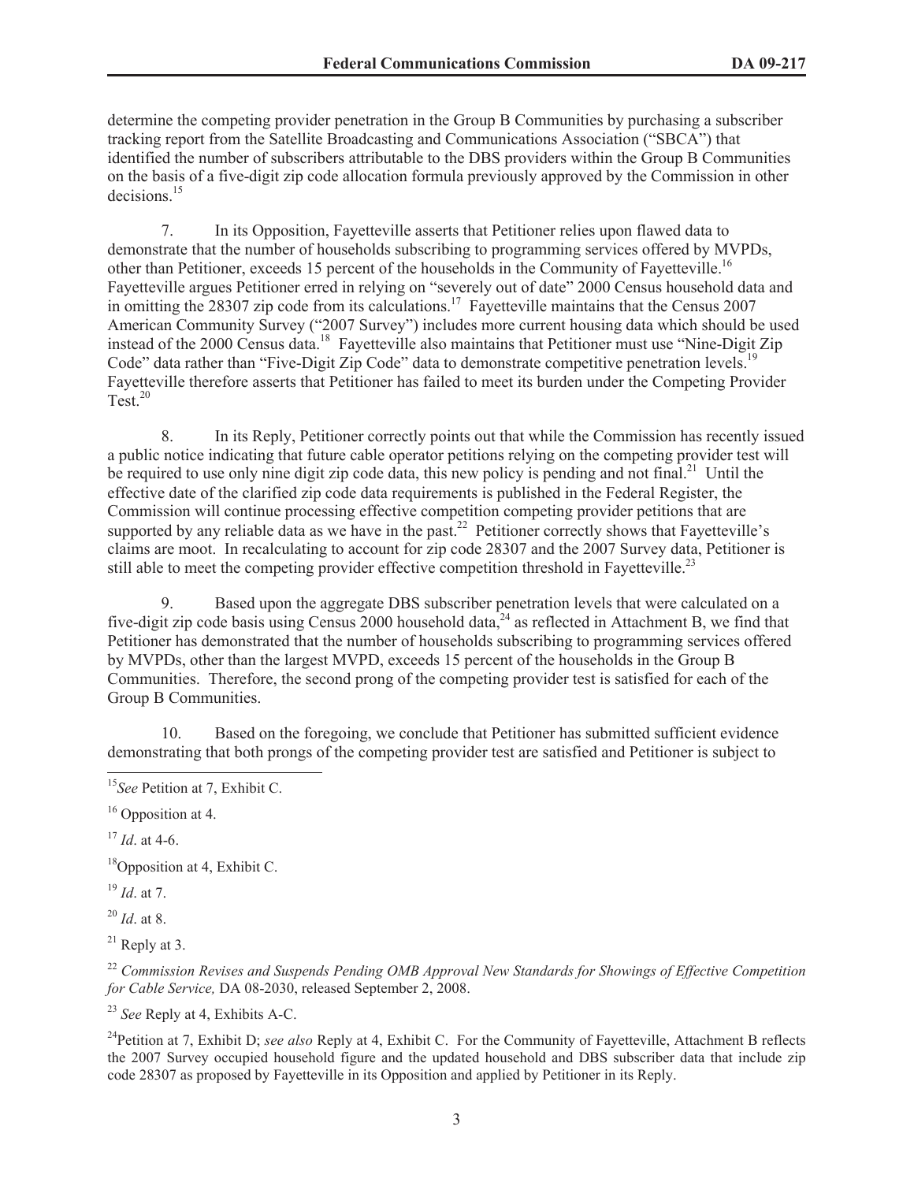determine the competing provider penetration in the Group B Communities by purchasing a subscriber tracking report from the Satellite Broadcasting and Communications Association ("SBCA") that identified the number of subscribers attributable to the DBS providers within the Group B Communities on the basis of a five-digit zip code allocation formula previously approved by the Commission in other decisions.[15]

7. In its Opposition, Fayetteville asserts that Petitioner relies upon flawed data to demonstrate that the number of households subscribing to programming services offered by MVPDs, other than Petitioner, exceeds 15 percent of the households in the Community of Fayetteville.[16] Fayetteville argues Petitioner erred in relying on "severely out of date" 2000 Census household data and in omitting the 28307 zip code from its calculations.[17] Fayetteville maintains that the Census 2007 American Community Survey ("2007 Survey") includes more current housing data which should be used instead of the 2000 Census data.[18] Fayetteville also maintains that Petitioner must use "Nine-Digit Zip Code" data rather than "Five-Digit Zip Code" data to demonstrate competitive penetration levels.[19] Fayetteville therefore asserts that Petitioner has failed to meet its burden under the Competing Provider Test.[20]

8. In its Reply, Petitioner correctly points out that while the Commission has recently issued a public notice indicating that future cable operator petitions relying on the competing provider test will be required to use only nine digit zip code data, this new policy is pending and not final.[21] Until the effective date of the clarified zip code data requirements is published in the Federal Register, the Commission will continue processing effective competition competing provider petitions that are supported by any reliable data as we have in the past.[22] Petitioner correctly shows that Fayetteville's claims are moot. In recalculating to account for zip code 28307 and the 2007 Survey data, Petitioner is still able to meet the competing provider effective competition threshold in Fayetteville.[23]

9. Based upon the aggregate DBS subscriber penetration levels that were calculated on a five-digit zip code basis using Census 2000 household data,[24] as reflected in Attachment B, we find that Petitioner has demonstrated that the number of households subscribing to programming services offered by MVPDs, other than the largest MVPD, exceeds 15 percent of the households in the Group B Communities. Therefore, the second prong of the competing provider test is satisfied for each of the Group B Communities.

10. Based on the foregoing, we conclude that Petitioner has submitted sufficient evidence demonstrating that both prongs of the competing provider test are satisfied and Petitioner is subject to

---

[15] *See* Petition at 7, Exhibit C.

[16] Opposition at 4.

[17] *Id*. at 4-6.

[18] Opposition at 4, Exhibit C.

[19] *Id*. at 7.

[20] *Id*. at 8.

[21] Reply at 3.

[22] *Commission Revises and Suspends Pending OMB Approval New Standards for Showings of Effective Competition for Cable Service,* DA 08-2030, released September 2, 2008.

[23] *See* Reply at 4, Exhibits A-C.

[24] Petition at 7, Exhibit D; *see also* Reply at 4, Exhibit C. For the Community of Fayetteville, Attachment B reflects the 2007 Survey occupied household figure and the updated household and DBS subscriber data that include zip code 28307 as proposed by Fayetteville in its Opposition and applied by Petitioner in its Reply.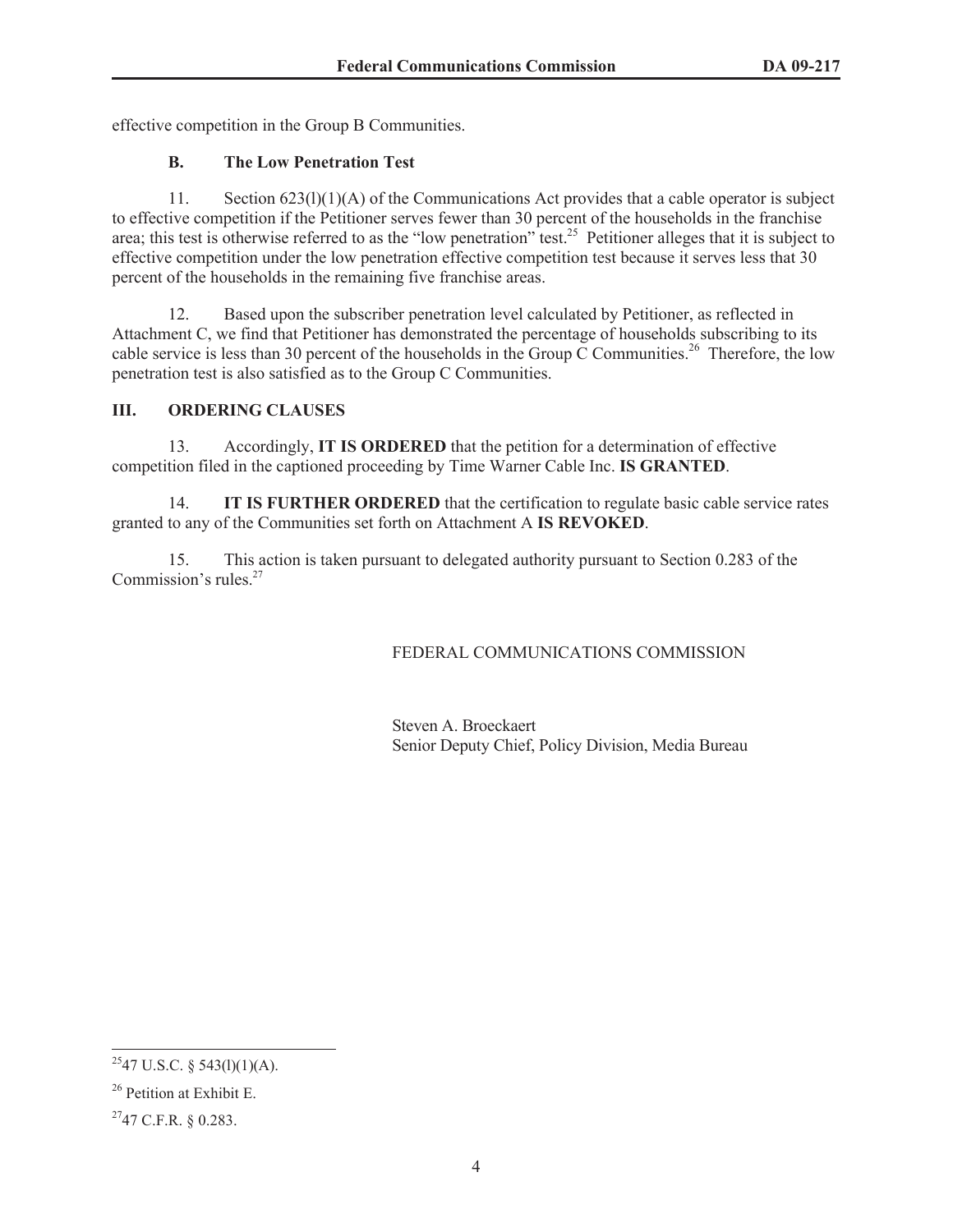effective competition in the Group B Communities.

### B. The Low Penetration Test

11. Section 623(l)(1)(A) of the Communications Act provides that a cable operator is subject to effective competition if the Petitioner serves fewer than 30 percent of the households in the franchise area; this test is otherwise referred to as the "low penetration" test.[25] Petitioner alleges that it is subject to effective competition under the low penetration effective competition test because it serves less that 30 percent of the households in the remaining five franchise areas.

12. Based upon the subscriber penetration level calculated by Petitioner, as reflected in Attachment C, we find that Petitioner has demonstrated the percentage of households subscribing to its cable service is less than 30 percent of the households in the Group C Communities.[26] Therefore, the low penetration test is also satisfied as to the Group C Communities.

## III. ORDERING CLAUSES

13. Accordingly, **IT IS ORDERED** that the petition for a determination of effective competition filed in the captioned proceeding by Time Warner Cable Inc. **IS GRANTED**.

14. **IT IS FURTHER ORDERED** that the certification to regulate basic cable service rates granted to any of the Communities set forth on Attachment A **IS REVOKED**.

15. This action is taken pursuant to delegated authority pursuant to Section 0.283 of the Commission's rules.[27]

FEDERAL COMMUNICATIONS COMMISSION

Steven A. Broeckaert
Senior Deputy Chief, Policy Division, Media Bureau

---

[25] 47 U.S.C. § 543(l)(1)(A).

[26] Petition at Exhibit E.

[27] 47 C.F.R. § 0.283.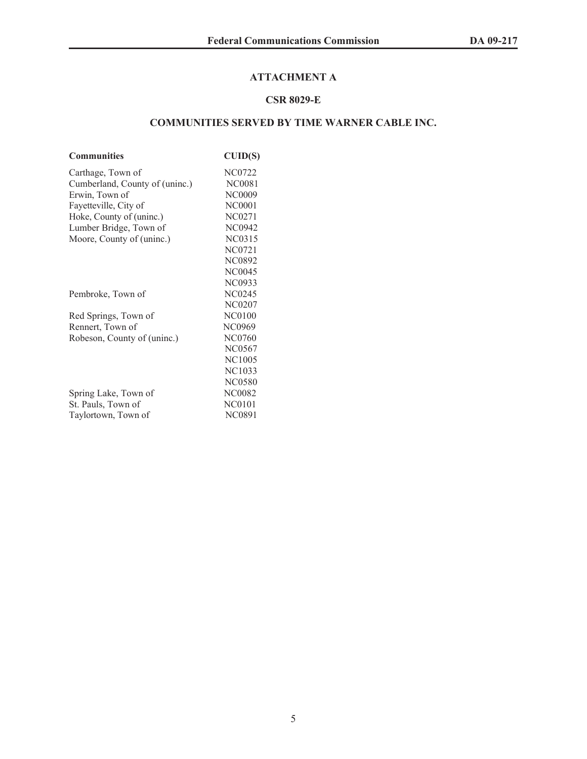# ATTACHMENT A

## CSR 8029-E

## COMMUNITIES SERVED BY TIME WARNER CABLE INC.

| Communities | CUID(S) |
|---|---|
| Carthage, Town of | NC0722 |
| Cumberland, County of (uninc.) | NC0081 |
| Erwin, Town of | NC0009 |
| Fayetteville, City of | NC0001 |
| Hoke, County of (uninc.) | NC0271 |
| Lumber Bridge, Town of | NC0942 |
| Moore, County of (uninc.) | NC0315 |
| | NC0721 |
| | NC0892 |
| | NC0045 |
| | NC0933 |
| Pembroke, Town of | NC0245 |
| | NC0207 |
| Red Springs, Town of | NC0100 |
| Rennert, Town of | NC0969 |
| Robeson, County of (uninc.) | NC0760 |
| | NC0567 |
| | NC1005 |
| | NC1033 |
| | NC0580 |
| Spring Lake, Town of | NC0082 |
| St. Pauls, Town of | NC0101 |
| Taylortown, Town of | NC0891 |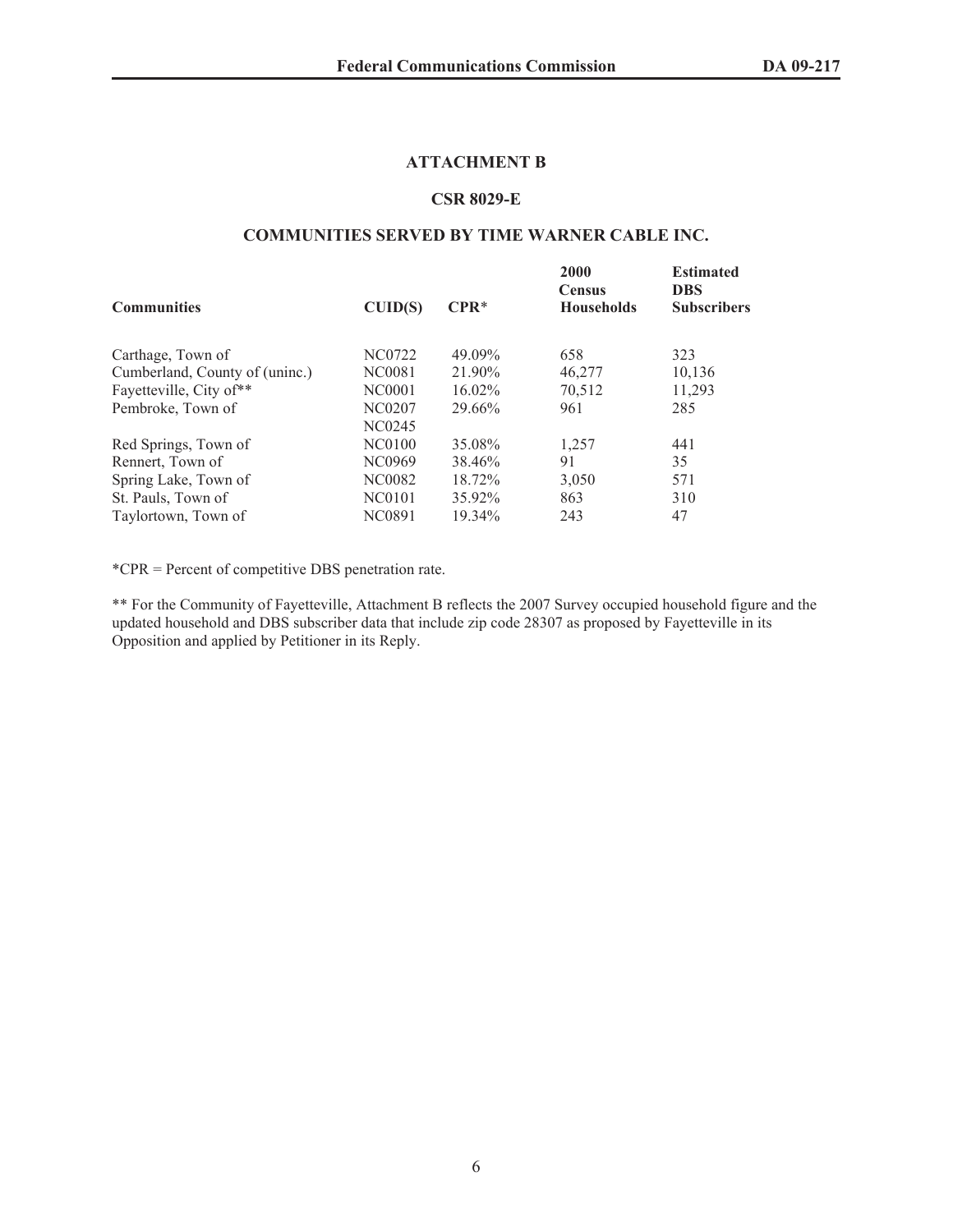## ATTACHMENT B

## CSR 8029-E

## COMMUNITIES SERVED BY TIME WARNER CABLE INC.

| Communities | CUID(S) | CPR* | 2000 Census Households | Estimated DBS Subscribers |
|---|---|---|---|---|
| Carthage, Town of | NC0722 | 49.09% | 658 | 323 |
| Cumberland, County of (uninc.) | NC0081 | 21.90% | 46,277 | 10,136 |
| Fayetteville, City of** | NC0001 | 16.02% | 70,512 | 11,293 |
| Pembroke, Town of | NC0207<br>NC0245 | 29.66% | 961 | 285 |
| Red Springs, Town of | NC0100 | 35.08% | 1,257 | 441 |
| Rennert, Town of | NC0969 | 38.46% | 91 | 35 |
| Spring Lake, Town of | NC0082 | 18.72% | 3,050 | 571 |
| St. Pauls, Town of | NC0101 | 35.92% | 863 | 310 |
| Taylortown, Town of | NC0891 | 19.34% | 243 | 47 |

*CPR = Percent of competitive DBS penetration rate.

** For the Community of Fayetteville, Attachment B reflects the 2007 Survey occupied household figure and the updated household and DBS subscriber data that include zip code 28307 as proposed by Fayetteville in its Opposition and applied by Petitioner in its Reply.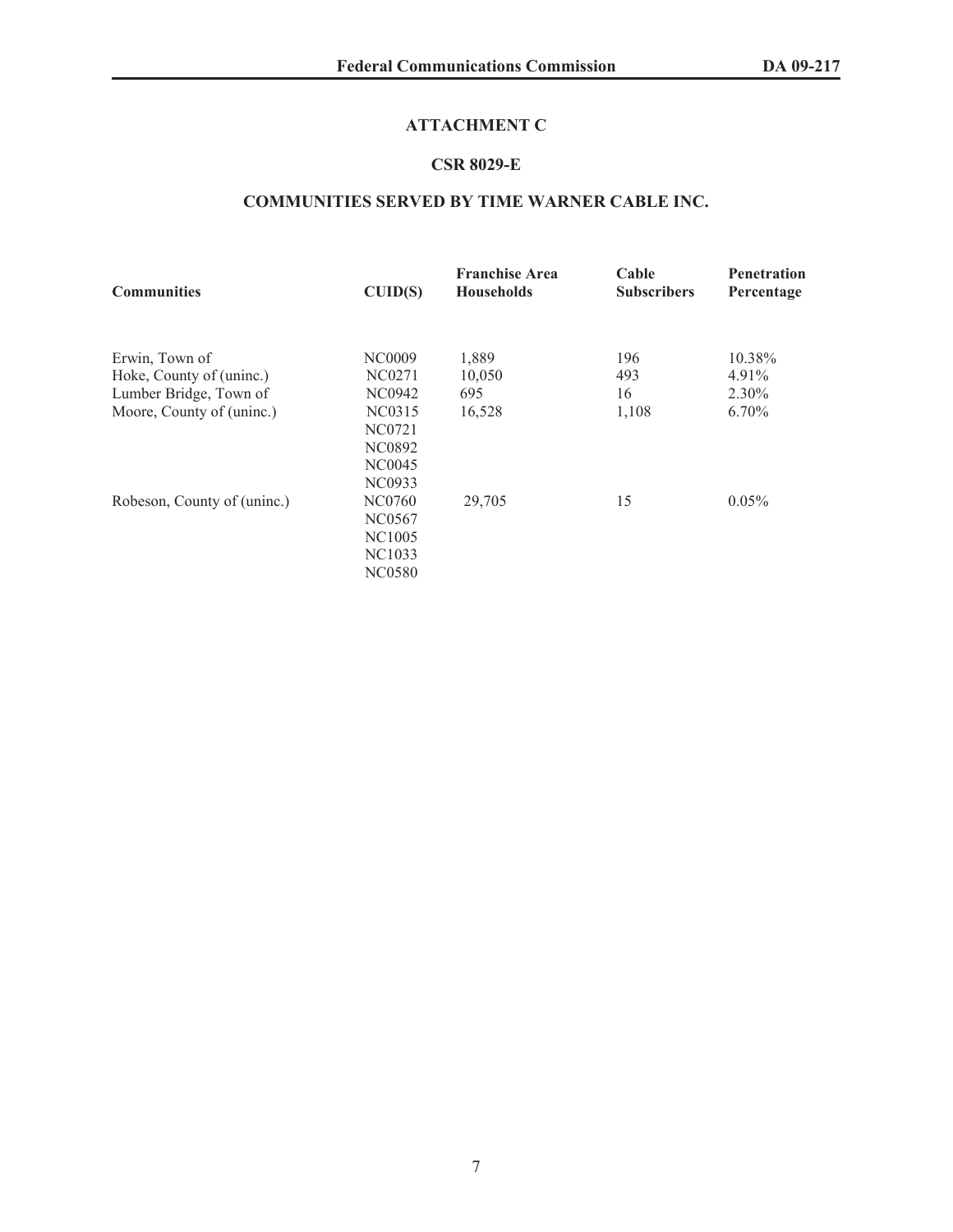## ATTACHMENT C

## CSR 8029-E

## COMMUNITIES SERVED BY TIME WARNER CABLE INC.

| Communities | CUID(S) | Franchise Area Households | Cable Subscribers | Penetration Percentage |
|---|---|---|---|---|
| Erwin, Town of | NC0009 | 1,889 | 196 | 10.38% |
| Hoke, County of (uninc.) | NC0271 | 10,050 | 493 | 4.91% |
| Lumber Bridge, Town of | NC0942 | 695 | 16 | 2.30% |
| Moore, County of (uninc.) | NC0315<br>NC0721<br>NC0892<br>NC0045<br>NC0933 | 16,528 | 1,108 | 6.70% |
| Robeson, County of (uninc.) | NC0760<br>NC0567<br>NC1005<br>NC1033<br>NC0580 | 29,705 | 15 | 0.05% |